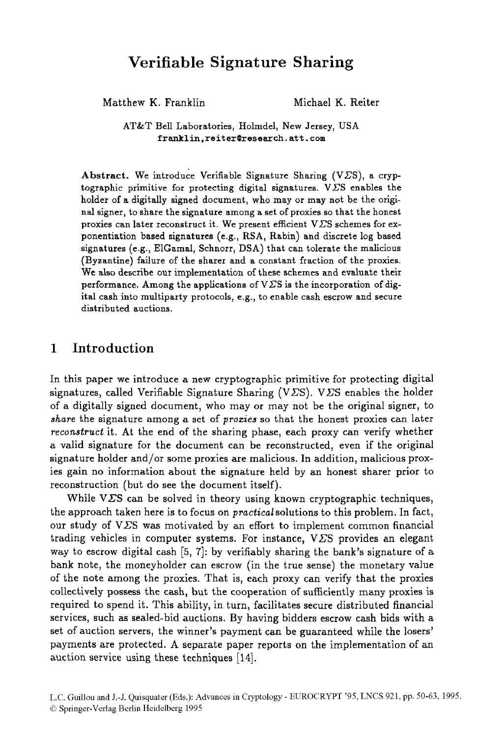# Verifiable Signature Sharing

Matthew K. Franklin Michael K. Reiter

AT&T Bell Laboratories, Holmdel, New Jersey, USA
franklin,reiter@research.att.com

**Abstract.** We introduce Verifiable Signature Sharing (V$\Sigma$S), a cryptographic primitive for protecting digital signatures. V$\Sigma$S enables the holder of a digitally signed document, who may or may not be the original signer, to share the signature among a set of proxies so that the honest proxies can later reconstruct it. We present efficient V$\Sigma$S schemes for exponentiation based signatures (e.g., RSA, Rabin) and discrete log based signatures (e.g., ElGamal, Schnorr, DSA) that can tolerate the malicious (Byzantine) failure of the sharer and a constant fraction of the proxies. We also describe our implementation of these schemes and evaluate their performance. Among the applications of V$\Sigma$S is the incorporation of digital cash into multiparty protocols, e.g., to enable cash escrow and secure distributed auctions.

## 1 Introduction

In this paper we introduce a new cryptographic primitive for protecting digital signatures, called Verifiable Signature Sharing (V$\Sigma$S). V$\Sigma$S enables the holder of a digitally signed document, who may or may not be the original signer, to *share* the signature among a set of *proxies* so that the honest proxies can later *reconstruct* it. At the end of the sharing phase, each proxy can verify whether a valid signature for the document can be reconstructed, even if the original signature holder and/or some proxies are malicious. In addition, malicious proxies gain no information about the signature held by an honest sharer prior to reconstruction (but do see the document itself).

While V$\Sigma$S can be solved in theory using known cryptographic techniques, the approach taken here is to focus on *practical* solutions to this problem. In fact, our study of V$\Sigma$S was motivated by an effort to implement common financial trading vehicles in computer systems. For instance, V$\Sigma$S provides an elegant way to escrow digital cash [5, 7]: by verifiably sharing the bank's signature of a bank note, the moneyholder can escrow (in the true sense) the monetary value of the note among the proxies. That is, each proxy can verify that the proxies collectively possess the cash, but the cooperation of sufficiently many proxies is required to spend it. This ability, in turn, facilitates secure distributed financial services, such as sealed-bid auctions. By having bidders escrow cash bids with a set of auction servers, the winner's payment can be guaranteed while the losers' payments are protected. A separate paper reports on the implementation of an auction service using these techniques [14].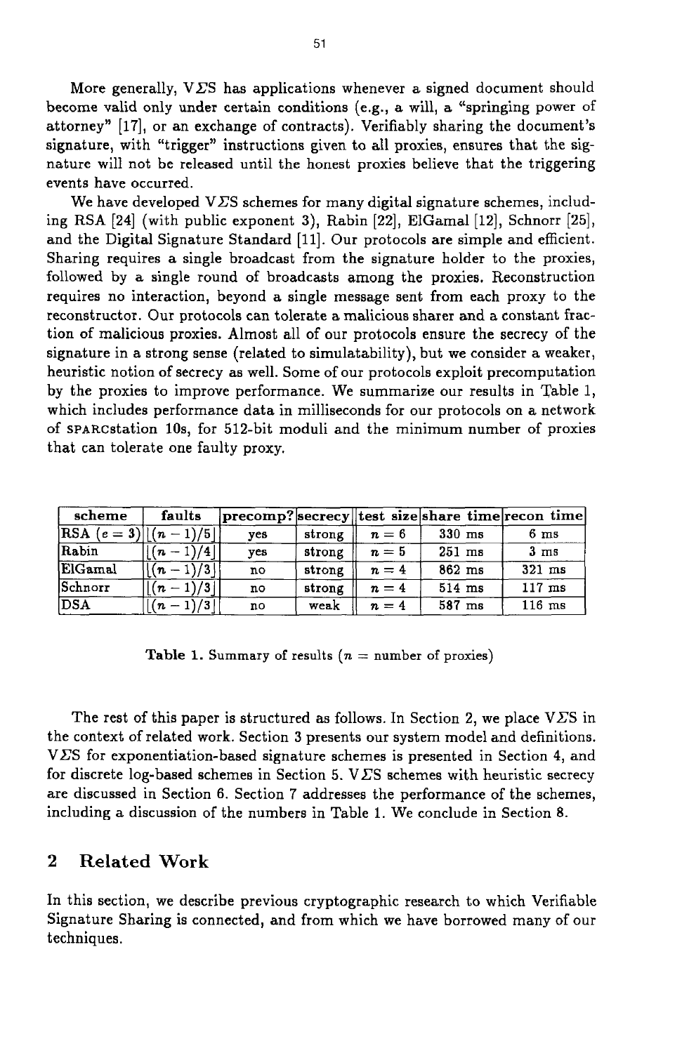More generally, V$\Sigma$S has applications whenever a signed document should become valid only under certain conditions (e.g., a will, a "springing power of attorney" [17], or an exchange of contracts). Verifiably sharing the document's signature, with "trigger" instructions given to all proxies, ensures that the signature will not be released until the honest proxies believe that the triggering events have occurred.

We have developed V$\Sigma$S schemes for many digital signature schemes, including RSA [24] (with public exponent 3), Rabin [22], ElGamal [12], Schnorr [25], and the Digital Signature Standard [11]. Our protocols are simple and efficient. Sharing requires a single broadcast from the signature holder to the proxies, followed by a single round of broadcasts among the proxies. Reconstruction requires no interaction, beyond a single message sent from each proxy to the reconstructor. Our protocols can tolerate a malicious sharer and a constant fraction of malicious proxies. Almost all of our protocols ensure the secrecy of the signature in a strong sense (related to simulatability), but we consider a weaker, heuristic notion of secrecy as well. Some of our protocols exploit precomputation by the proxies to improve performance. We summarize our results in Table 1, which includes performance data in milliseconds for our protocols on a network of SPARCstation 10s, for 512-bit moduli and the minimum number of proxies that can tolerate one faulty proxy.

| scheme | faults | precomp? | secrecy | test size | share time | recon time |
|---|---|---|---|---|---|---|
| RSA ($e = 3$) | $\lfloor (n-1)/5 \rfloor$ | yes | strong | $n = 6$ | 330 ms | 6 ms |
| Rabin | $\lfloor (n-1)/4 \rfloor$ | yes | strong | $n = 5$ | 251 ms | 3 ms |
| ElGamal | $\lfloor (n-1)/3 \rfloor$ | no | strong | $n = 4$ | 862 ms | 321 ms |
| Schnorr | $\lfloor (n-1)/3 \rfloor$ | no | strong | $n = 4$ | 514 ms | 117 ms |
| DSA | $\lfloor (n-1)/3 \rfloor$ | no | weak | $n = 4$ | 587 ms | 116 ms |

**Table 1.** Summary of results ($n$ = number of proxies)

The rest of this paper is structured as follows. In Section 2, we place V$\Sigma$S in the context of related work. Section 3 presents our system model and definitions. V$\Sigma$S for exponentiation-based signature schemes is presented in Section 4, and for discrete log-based schemes in Section 5. V$\Sigma$S schemes with heuristic secrecy are discussed in Section 6. Section 7 addresses the performance of the schemes, including a discussion of the numbers in Table 1. We conclude in Section 8.

## 2 Related Work

In this section, we describe previous cryptographic research to which Verifiable Signature Sharing is connected, and from which we have borrowed many of our techniques.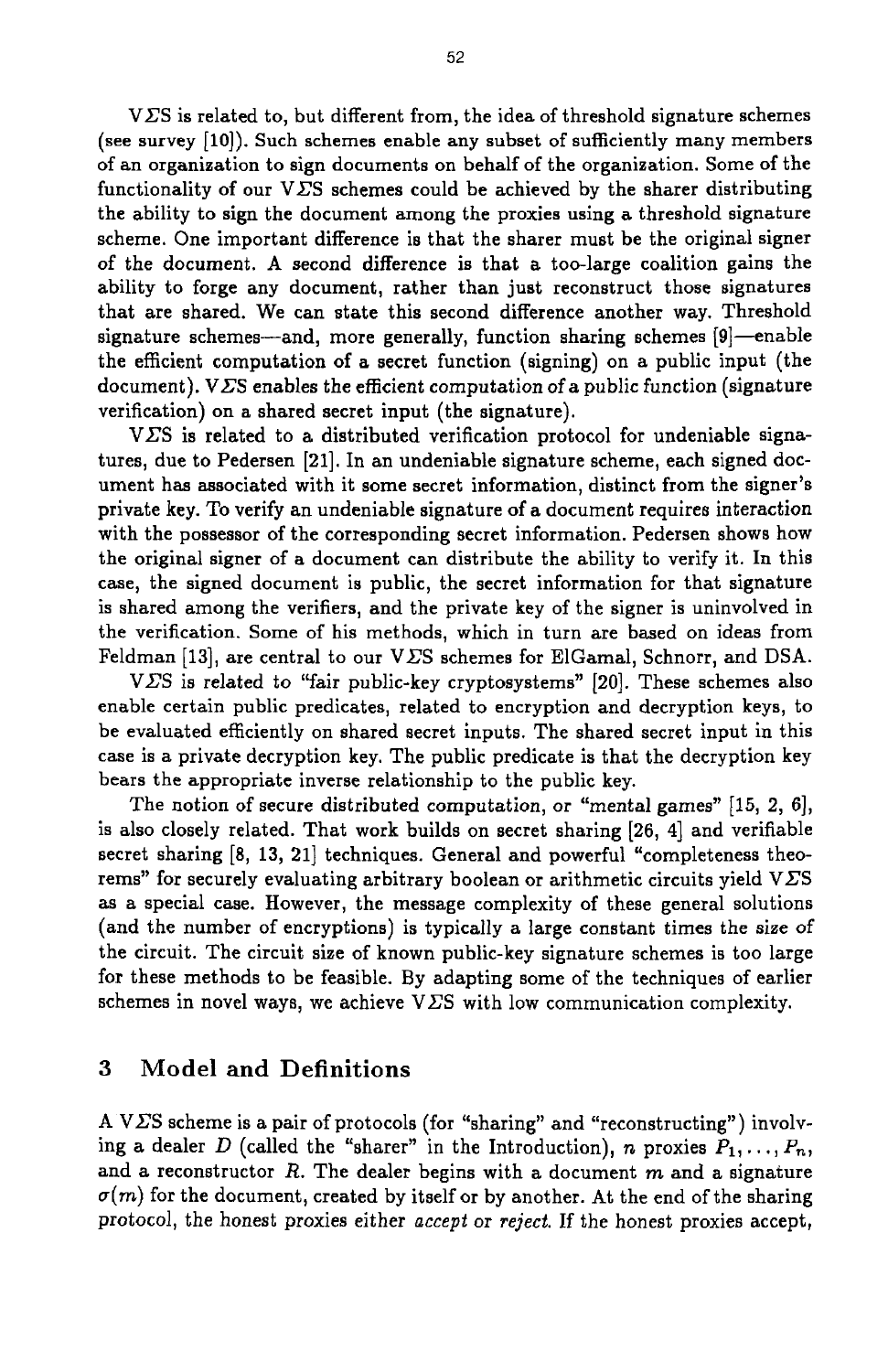V$\Sigma$S is related to, but different from, the idea of threshold signature schemes (see survey [10]). Such schemes enable any subset of sufficiently many members of an organization to sign documents on behalf of the organization. Some of the functionality of our V$\Sigma$S schemes could be achieved by the sharer distributing the ability to sign the document among the proxies using a threshold signature scheme. One important difference is that the sharer must be the original signer of the document. A second difference is that a too-large coalition gains the ability to forge any document, rather than just reconstruct those signatures that are shared. We can state this second difference another way. Threshold signature schemes—and, more generally, function sharing schemes [9]—enable the efficient computation of a secret function (signing) on a public input (the document). V$\Sigma$S enables the efficient computation of a public function (signature verification) on a shared secret input (the signature).

V$\Sigma$S is related to a distributed verification protocol for undeniable signatures, due to Pedersen [21]. In an undeniable signature scheme, each signed document has associated with it some secret information, distinct from the signer's private key. To verify an undeniable signature of a document requires interaction with the possessor of the corresponding secret information. Pedersen shows how the original signer of a document can distribute the ability to verify it. In this case, the signed document is public, the secret information for that signature is shared among the verifiers, and the private key of the signer is uninvolved in the verification. Some of his methods, which in turn are based on ideas from Feldman [13], are central to our V$\Sigma$S schemes for ElGamal, Schnorr, and DSA.

V$\Sigma$S is related to "fair public-key cryptosystems" [20]. These schemes also enable certain public predicates, related to encryption and decryption keys, to be evaluated efficiently on shared secret inputs. The shared secret input in this case is a private decryption key. The public predicate is that the decryption key bears the appropriate inverse relationship to the public key.

The notion of secure distributed computation, or "mental games" [15, 2, 6], is also closely related. That work builds on secret sharing [26, 4] and verifiable secret sharing [8, 13, 21] techniques. General and powerful "completeness theorems" for securely evaluating arbitrary boolean or arithmetic circuits yield V$\Sigma$S as a special case. However, the message complexity of these general solutions (and the number of encryptions) is typically a large constant times the *size* of the circuit. The circuit size of known public-key signature schemes is too large for these methods to be feasible. By adapting some of the techniques of earlier schemes in novel ways, we achieve V$\Sigma$S with low communication complexity.

## 3 Model and Definitions

A V$\Sigma$S scheme is a pair of protocols (for "sharing" and "reconstructing") involving a dealer $D$ (called the "sharer" in the Introduction), $n$ proxies $P_1, \ldots, P_n$, and a reconstructor $R$. The dealer begins with a document $m$ and a signature $\sigma(m)$ for the document, created by itself or by another. At the end of the sharing protocol, the honest proxies either *accept* or *reject*. If the honest proxies accept,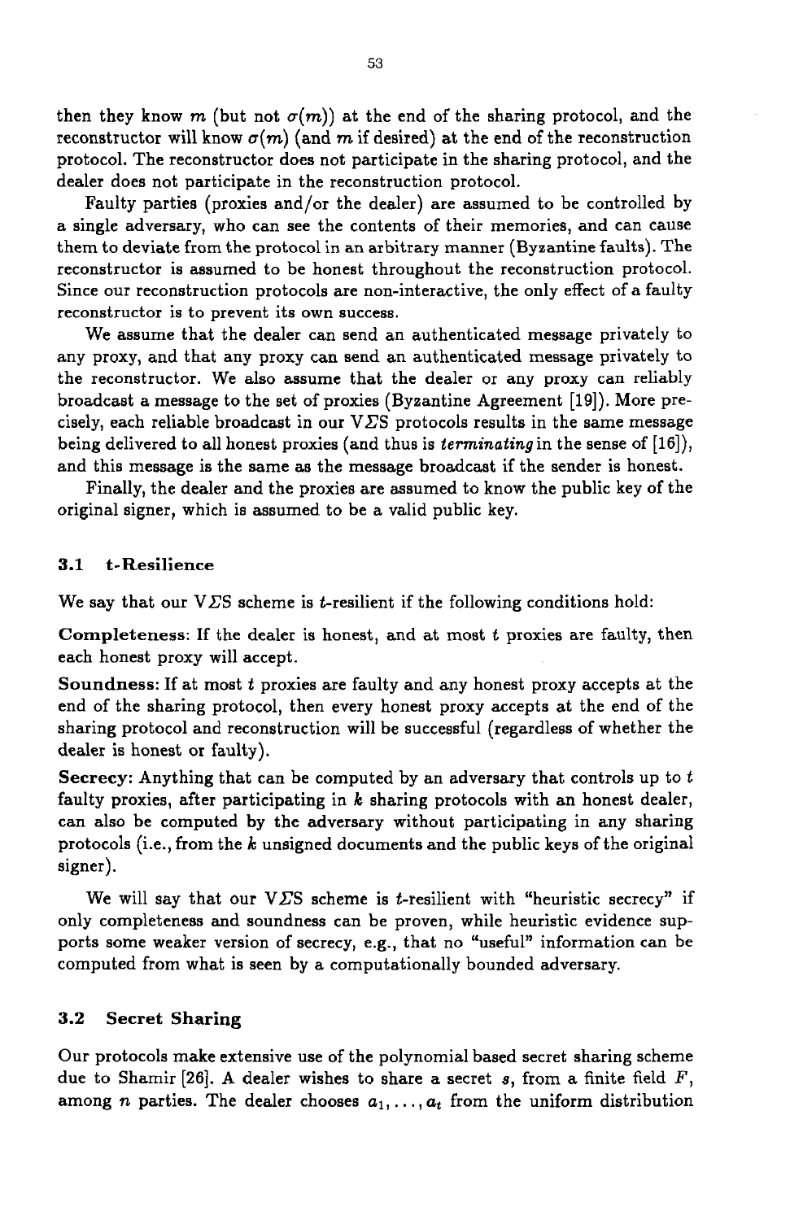then they know $m$ (but not $\sigma(m)$) at the end of the sharing protocol, and the reconstructor will know $\sigma(m)$ (and $m$ if desired) at the end of the reconstruction protocol. The reconstructor does not participate in the sharing protocol, and the dealer does not participate in the reconstruction protocol.

Faulty parties (proxies and/or the dealer) are assumed to be controlled by a single adversary, who can see the contents of their memories, and can cause them to deviate from the protocol in an arbitrary manner (Byzantine faults). The reconstructor is assumed to be honest throughout the reconstruction protocol. Since our reconstruction protocols are non-interactive, the only effect of a faulty reconstructor is to prevent its own success.

We assume that the dealer can send an authenticated message privately to any proxy, and that any proxy can send an authenticated message privately to the reconstructor. We also assume that the dealer or any proxy can reliably broadcast a message to the set of proxies (Byzantine Agreement [19]). More precisely, each reliable broadcast in our V$\Sigma$S protocols results in the same message being delivered to all honest proxies (and thus is *terminating* in the sense of [16]), and this message is the same as the message broadcast if the sender is honest.

Finally, the dealer and the proxies are assumed to know the public key of the original signer, which is assumed to be a valid public key.

### 3.1 t-Resilience

We say that our V$\Sigma$S scheme is $t$-resilient if the following conditions hold:

**Completeness**: If the dealer is honest, and at most $t$ proxies are faulty, then each honest proxy will accept.

**Soundness**: If at most $t$ proxies are faulty and any honest proxy accepts at the end of the sharing protocol, then every honest proxy accepts at the end of the sharing protocol and reconstruction will be successful (regardless of whether the dealer is honest or faulty).

**Secrecy**: Anything that can be computed by an adversary that controls up to $t$ faulty proxies, after participating in $k$ sharing protocols with an honest dealer, can also be computed by the adversary without participating in any sharing protocols (i.e., from the $k$ unsigned documents and the public keys of the original signer).

We will say that our V$\Sigma$S scheme is $t$-resilient with "heuristic secrecy" if only completeness and soundness can be proven, while heuristic evidence supports some weaker version of secrecy, e.g., that no "useful" information can be computed from what is seen by a computationally bounded adversary.

### 3.2 Secret Sharing

Our protocols make extensive use of the polynomial based secret sharing scheme due to Shamir [26]. A dealer wishes to share a secret $s$, from a finite field $F$, among $n$ parties. The dealer chooses $a_1, \ldots, a_t$ from the uniform distribution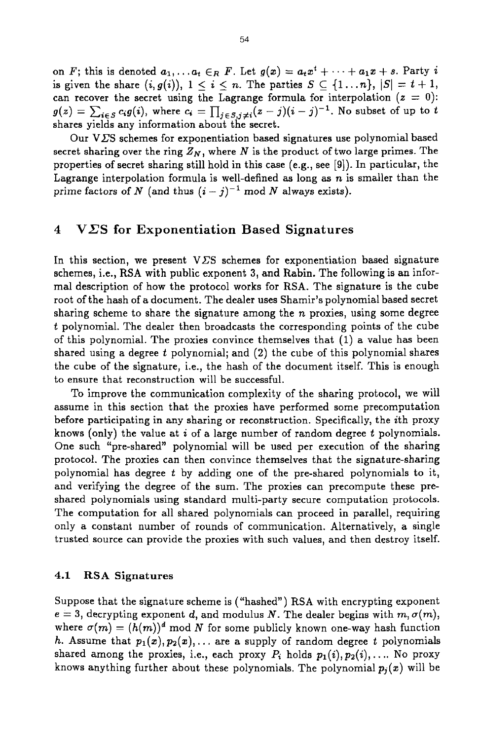on $F$; this is denoted $a_1, \ldots a_t \in_R F$. Let $g(x) = a_t x^t + \cdots + a_1 x + s$. Party $i$ is given the share $(i, g(i))$, $1 \le i \le n$. The parties $S \subseteq \{1 \ldots n\}$, $|S| = t+1$, can recover the secret using the Lagrange formula for interpolation ($z = 0$): $g(z) = \sum_{i \in S} c_i g(i)$, where $c_i = \prod_{j \in S, j \neq i} (z - j)(i - j)^{-1}$. No subset of up to $t$ shares yields any information about the secret.

Our V$\Sigma$S schemes for exponentiation based signatures use polynomial based secret sharing over the ring $Z_N$, where $N$ is the product of two large primes. The properties of secret sharing still hold in this case (e.g., see [9]). In particular, the Lagrange interpolation formula is well-defined as long as $n$ is smaller than the prime factors of $N$ (and thus $(i-j)^{-1} \bmod N$ always exists).

## 4 V$\Sigma$S for Exponentiation Based Signatures

In this section, we present V$\Sigma$S schemes for exponentiation based signature schemes, i.e., RSA with public exponent 3, and Rabin. The following is an informal description of how the protocol works for RSA. The signature is the cube root of the hash of a document. The dealer uses Shamir's polynomial based secret sharing scheme to share the signature among the $n$ proxies, using some degree $t$ polynomial. The dealer then broadcasts the corresponding points of the cube of this polynomial. The proxies convince themselves that (1) a value has been shared using a degree $t$ polynomial; and (2) the cube of this polynomial shares the cube of the signature, i.e., the hash of the document itself. This is enough to ensure that reconstruction will be successful.

To improve the communication complexity of the sharing protocol, we will assume in this section that the proxies have performed some precomputation before participating in any sharing or reconstruction. Specifically, the $i$th proxy knows (only) the value at $i$ of a large number of random degree $t$ polynomials. One such "pre-shared" polynomial will be used per execution of the sharing protocol. The proxies can then convince themselves that the signature-sharing polynomial has degree $t$ by adding one of the pre-shared polynomials to it, and verifying the degree of the sum. The proxies can precompute these pre-shared polynomials using standard multi-party secure computation protocols. The computation for all shared polynomials can proceed in parallel, requiring only a constant number of rounds of communication. Alternatively, a single trusted source can provide the proxies with such values, and then destroy itself.

### 4.1 RSA Signatures

Suppose that the signature scheme is ("hashed") RSA with encrypting exponent $e = 3$, decrypting exponent $d$, and modulus $N$. The dealer begins with $m, \sigma(m)$, where $\sigma(m) = (h(m))^d \bmod N$ for some publicly known one-way hash function $h$. Assume that $p_1(x), p_2(x), \ldots$ are a supply of random degree $t$ polynomials shared among the proxies, i.e., each proxy $P_i$ holds $p_1(i), p_2(i), \ldots$. No proxy knows anything further about these polynomials. The polynomial $p_j(x)$ will be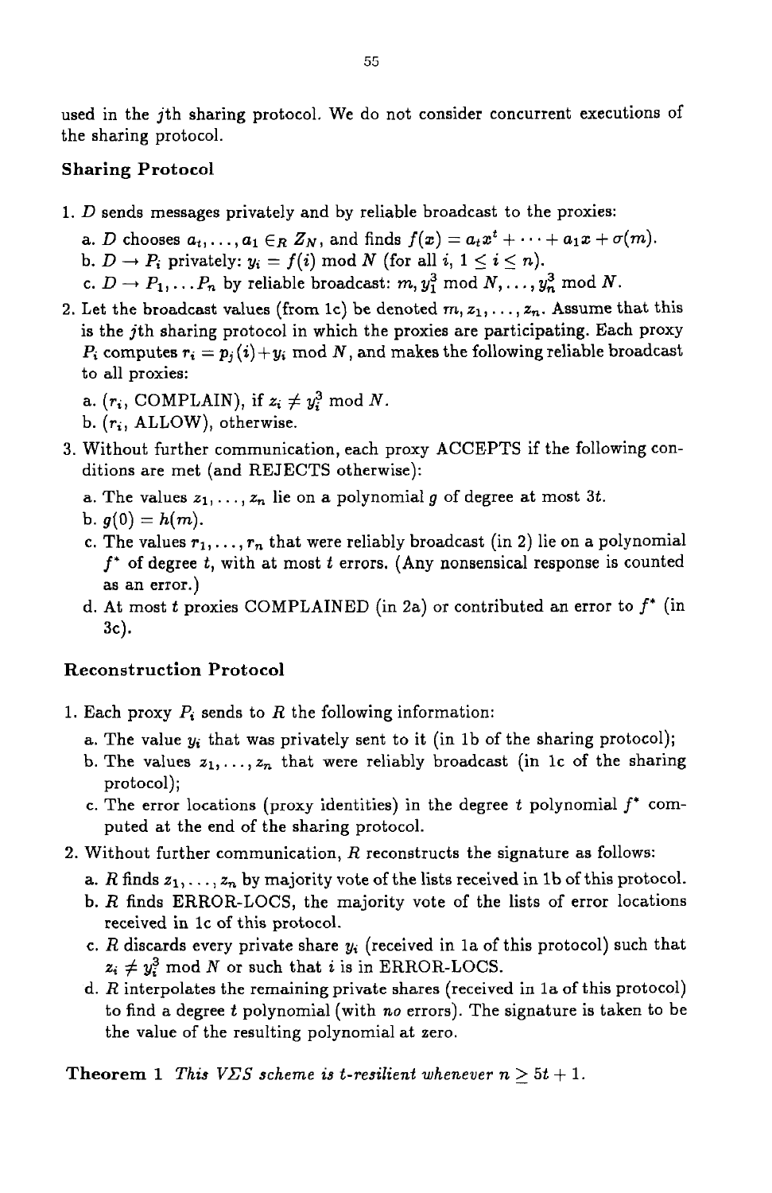used in the $j$th sharing protocol. We do not consider concurrent executions of the sharing protocol.

### Sharing Protocol

1. $D$ sends messages privately and by reliable broadcast to the proxies:
   a. $D$ chooses $a_t, \ldots, a_1 \in_R Z_N$, and finds $f(x) = a_t x^t + \cdots + a_1 x + \sigma(m)$.
   b. $D \rightarrow P_i$ privately: $y_i = f(i) \bmod N$ (for all $i$, $1 \leq i \leq n$).
   c. $D \rightarrow P_1, \ldots P_n$ by reliable broadcast: $m, y_1^3 \bmod N, \ldots, y_n^3 \bmod N$.
2. Let the broadcast values (from 1c) be denoted $m, z_1, \ldots, z_n$. Assume that this is the $j$th sharing protocol in which the proxies are participating. Each proxy $P_i$ computes $r_i = p_j(i) + y_i \bmod N$, and makes the following reliable broadcast to all proxies:
   a. ($r_i$, COMPLAIN), if $z_i \neq y_i^3 \bmod N$.
   b. ($r_i$, ALLOW), otherwise.
3. Without further communication, each proxy ACCEPTS if the following conditions are met (and REJECTS otherwise):
   a. The values $z_1, \ldots, z_n$ lie on a polynomial $g$ of degree at most $3t$.
   b. $g(0) = h(m)$.
   c. The values $r_1, \ldots, r_n$ that were reliably broadcast (in 2) lie on a polynomial $f^*$ of degree $t$, with at most $t$ errors. (Any nonsensical response is counted as an error.)
   d. At most $t$ proxies COMPLAINED (in 2a) or contributed an error to $f^*$ (in 3c).

### Reconstruction Protocol

1. Each proxy $P_i$ sends to $R$ the following information:
   a. The value $y_i$ that was privately sent to it (in 1b of the sharing protocol);
   b. The values $z_1, \ldots, z_n$ that were reliably broadcast (in 1c of the sharing protocol);
   c. The error locations (proxy identities) in the degree $t$ polynomial $f^*$ computed at the end of the sharing protocol.
2. Without further communication, $R$ reconstructs the signature as follows:
   a. $R$ finds $z_1, \ldots, z_n$ by majority vote of the lists received in 1b of this protocol.
   b. $R$ finds ERROR-LOCS, the majority vote of the lists of error locations received in 1c of this protocol.
   c. $R$ discards every private share $y_i$ (received in 1a of this protocol) such that $z_i \neq y_i^3 \bmod N$ or such that $i$ is in ERROR-LOCS.
   d. $R$ interpolates the remaining private shares (received in 1a of this protocol) to find a degree $t$ polynomial (with *no* errors). The signature is taken to be the value of the resulting polynomial at zero.

**Theorem 1** *This $V\Sigma S$ scheme is $t$-resilient whenever $n \geq 5t + 1$.*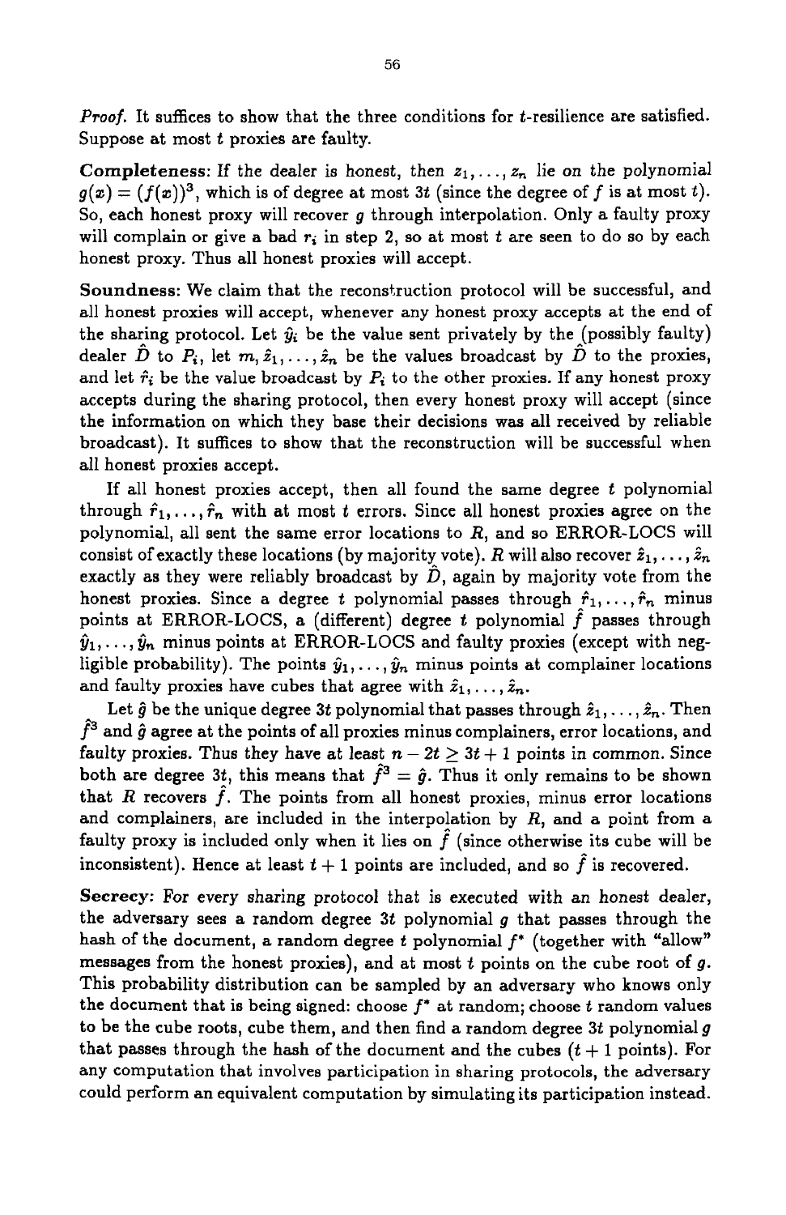*Proof.* It suffices to show that the three conditions for $t$-resilience are satisfied. Suppose at most $t$ proxies are faulty.

**Completeness**: If the dealer is honest, then $z_1, \ldots, z_n$ lie on the polynomial $g(x) = (f(x))^3$, which is of degree at most $3t$ (since the degree of $f$ is at most $t$). So, each honest proxy will recover $g$ through interpolation. Only a faulty proxy will complain or give a bad $r_i$ in step 2, so at most $t$ are seen to do so by each honest proxy. Thus all honest proxies will accept.

**Soundness**: We claim that the reconstruction protocol will be successful, and all honest proxies will accept, whenever any honest proxy accepts at the end of the sharing protocol. Let $\hat{y}_i$ be the value sent privately by the (possibly faulty) dealer $\hat{D}$ to $P_i$, let $m, \hat{z}_1, \ldots, \hat{z}_n$ be the values broadcast by $\hat{D}$ to the proxies, and let $\hat{r}_i$ be the value broadcast by $P_i$ to the other proxies. If any honest proxy accepts during the sharing protocol, then every honest proxy will accept (since the information on which they base their decisions was all received by reliable broadcast). It suffices to show that the reconstruction will be successful when all honest proxies accept.

If all honest proxies accept, then all found the same degree $t$ polynomial through $\hat{r}_1, \ldots, \hat{r}_n$ with at most $t$ errors. Since all honest proxies agree on the polynomial, all sent the same error locations to $R$, and so ERROR-LOCS will consist of exactly these locations (by majority vote). $R$ will also recover $\hat{z}_1, \ldots, \hat{z}_n$ exactly as they were reliably broadcast by $\hat{D}$, again by majority vote from the honest proxies. Since a degree $t$ polynomial passes through $\hat{r}_1, \ldots, \hat{r}_n$ minus points at ERROR-LOCS, a (different) degree $t$ polynomial $\hat{f}$ passes through $\hat{y}_1, \ldots, \hat{y}_n$ minus points at ERROR-LOCS and faulty proxies (except with negligible probability). The points $\hat{y}_1, \ldots, \hat{y}_n$ minus points at complainer locations and faulty proxies have cubes that agree with $\hat{z}_1, \ldots, \hat{z}_n$.

Let $\hat{g}$ be the unique degree $3t$ polynomial that passes through $\hat{z}_1, \ldots, \hat{z}_n$. Then $\hat{f}^3$ and $\hat{g}$ agree at the points of all proxies minus complainers, error locations, and faulty proxies. Thus they have at least $n - 2t \geq 3t + 1$ points in common. Since both are degree $3t$, this means that $\hat{f}^3 = \hat{g}$. Thus it only remains to be shown that $R$ recovers $\hat{f}$. The points from all honest proxies, minus error locations and complainers, are included in the interpolation by $R$, and a point from a faulty proxy is included only when it lies on $\hat{f}$ (since otherwise its cube will be inconsistent). Hence at least $t + 1$ points are included, and so $\hat{f}$ is recovered.

**Secrecy**: For every sharing protocol that is executed with an honest dealer, the adversary sees a random degree $3t$ polynomial $g$ that passes through the hash of the document, a random degree $t$ polynomial $f^*$ (together with "allow" messages from the honest proxies), and at most $t$ points on the cube root of $g$. This probability distribution can be sampled by an adversary who knows only the document that is being signed: choose $f^*$ at random; choose $t$ random values to be the cube roots, cube them, and then find a random degree $3t$ polynomial $g$ that passes through the hash of the document and the cubes ($t + 1$ points). For any computation that involves participation in sharing protocols, the adversary could perform an equivalent computation by simulating its participation instead.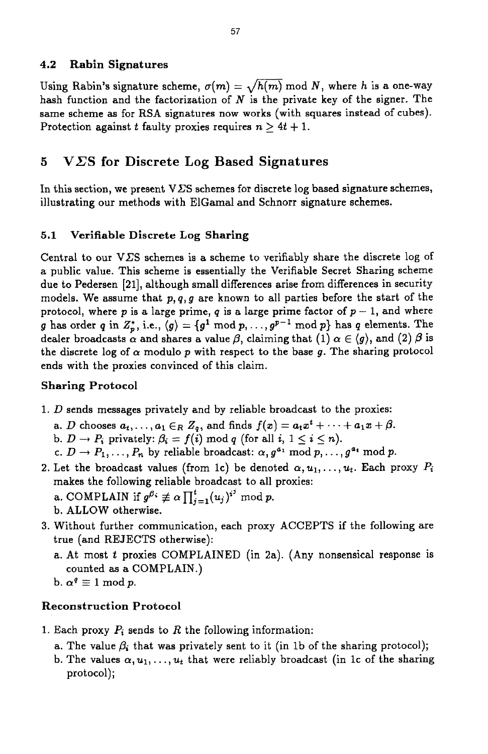### 4.2 Rabin Signatures

Using Rabin's signature scheme, $\sigma(m) = \sqrt{h(m)} \bmod N$, where $h$ is a one-way hash function and the factorization of $N$ is the private key of the signer. The same scheme as for RSA signatures now works (with squares instead of cubes). Protection against $t$ faulty proxies requires $n \geq 4t + 1$.

## 5 V$\Sigma$S for Discrete Log Based Signatures

In this section, we present V$\Sigma$S schemes for discrete log based signature schemes, illustrating our methods with ElGamal and Schnorr signature schemes.

### 5.1 Verifiable Discrete Log Sharing

Central to our V$\Sigma$S schemes is a scheme to verifiably share the discrete log of a public value. This scheme is essentially the Verifiable Secret Sharing scheme due to Pedersen [21], although small differences arise from differences in security models. We assume that $p, q, g$ are known to all parties before the start of the protocol, where $p$ is a large prime, $q$ is a large prime factor of $p-1$, and where $g$ has order $q$ in $Z_p^*$, i.e., $\langle g \rangle = \{g^1 \bmod p, \ldots, g^{p-1} \bmod p\}$ has $q$ elements. The dealer broadcasts $\alpha$ and shares a value $\beta$, claiming that (1) $\alpha \in \langle g \rangle$, and (2) $\beta$ is the discrete log of $\alpha$ modulo $p$ with respect to the base $g$. The sharing protocol ends with the proxies convinced of this claim.

**Sharing Protocol**

1. $D$ sends messages privately and by reliable broadcast to the proxies:
   a. $D$ chooses $a_t, \ldots, a_1 \in_R Z_q$, and finds $f(x) = a_t x^t + \cdots + a_1 x + \beta$.
   b. $D \to P_i$ privately: $\beta_i = f(i) \bmod q$ (for all $i$, $1 \leq i \leq n$).
   c. $D \to P_1, \ldots, P_n$ by reliable broadcast: $\alpha, g^{a_1} \bmod p, \ldots, g^{a_t} \bmod p$.
2. Let the broadcast values (from 1c) be denoted $\alpha, u_1, \ldots, u_t$. Each proxy $P_i$ makes the following reliable broadcast to all proxies:
   a. COMPLAIN if $g^{\beta_i} \not\equiv \alpha \prod_{j=1}^{t} (u_j)^{i^j} \bmod p$.
   b. ALLOW otherwise.
3. Without further communication, each proxy ACCEPTS if the following are true (and REJECTS otherwise):
   a. At most $t$ proxies COMPLAINED (in 2a). (Any nonsensical response is counted as a COMPLAIN.)
   b. $\alpha^q \equiv 1 \bmod p$.

**Reconstruction Protocol**

1. Each proxy $P_i$ sends to $R$ the following information:
   a. The value $\beta_i$ that was privately sent to it (in 1b of the sharing protocol);
   b. The values $\alpha, u_1, \ldots, u_t$ that were reliably broadcast (in 1c of the sharing protocol);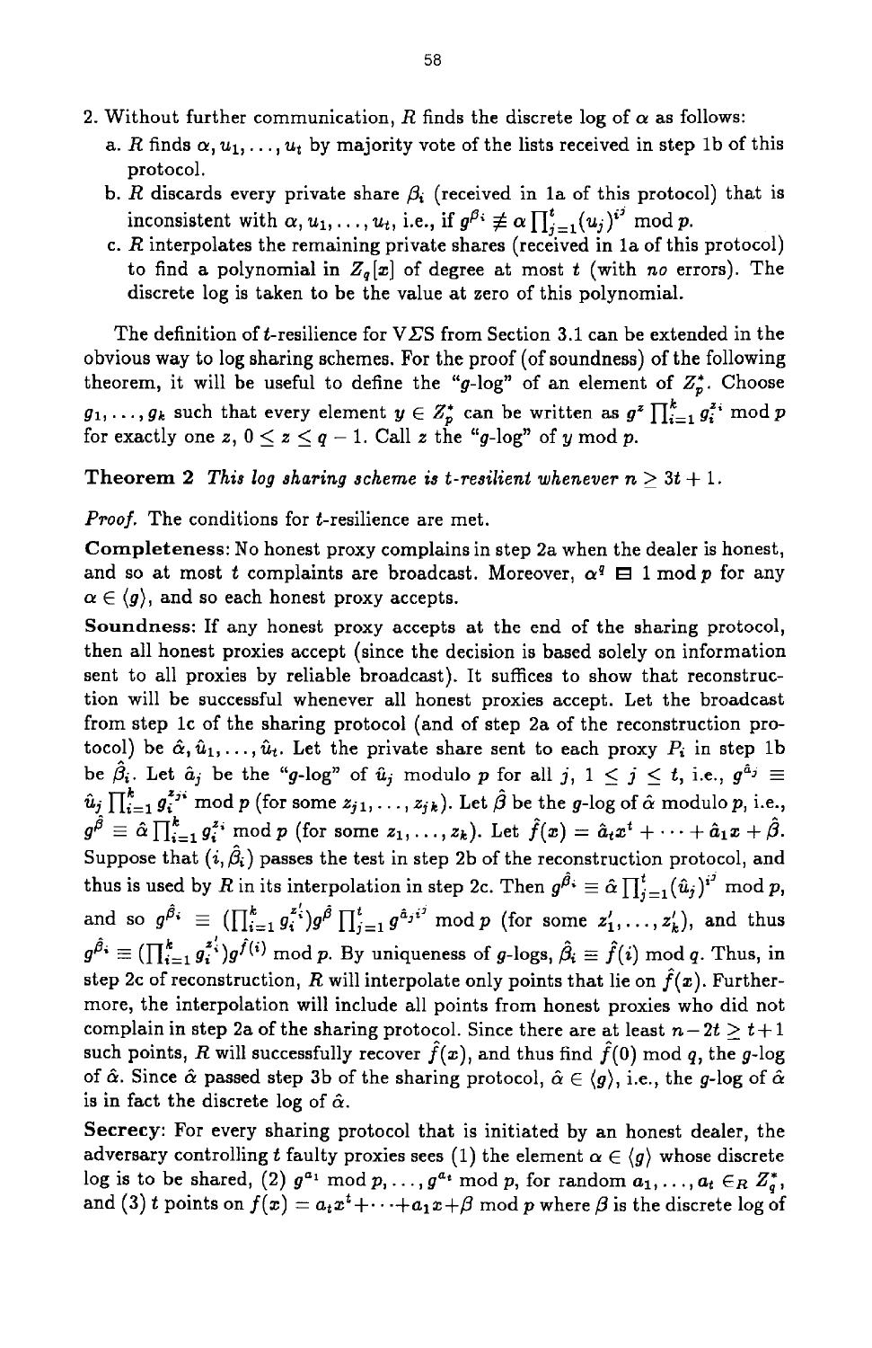2. Without further communication, $R$ finds the discrete log of $\alpha$ as follows:
   a. $R$ finds $\alpha, u_1, \ldots, u_t$ by majority vote of the lists received in step 1b of this protocol.
   b. $R$ discards every private share $\beta_i$ (received in 1a of this protocol) that is inconsistent with $\alpha, u_1, \ldots, u_t$, i.e., if $g^{\beta_i} \not\equiv \alpha \prod_{j=1}^{t} (u_j)^{i^j} \bmod p$.
   c. $R$ interpolates the remaining private shares (received in 1a of this protocol) to find a polynomial in $Z_q[x]$ of degree at most $t$ (with *no* errors). The discrete log is taken to be the value at zero of this polynomial.

The definition of $t$-resilience for V$\Sigma$S from Section 3.1 can be extended in the obvious way to log sharing schemes. For the proof (of soundness) of the following theorem, it will be useful to define the "$g$-log" of an element of $Z_p^*$. Choose $g_1, \ldots, g_k$ such that every element $y \in Z_p^*$ can be written as $g^z \prod_{i=1}^{k} g_i^{z_i} \bmod p$ for exactly one $z$, $0 \le z \le q-1$. Call $z$ the "$g$-log" of $y \bmod p$.

**Theorem 2** *This log sharing scheme is $t$-resilient whenever $n \geq 3t+1$.*

*Proof.* The conditions for $t$-resilience are met.

**Completeness**: No honest proxy complains in step 2a when the dealer is honest, and so at most $t$ complaints are broadcast. Moreover, $\alpha^q \equiv 1 \bmod p$ for any $\alpha \in \langle g \rangle$, and so each honest proxy accepts.

**Soundness**: If any honest proxy accepts at the end of the sharing protocol, then all honest proxies accept (since the decision is based solely on information sent to all proxies by reliable broadcast). It suffices to show that reconstruction will be successful whenever all honest proxies accept. Let the broadcast from step 1c of the sharing protocol (and of step 2a of the reconstruction protocol) be $\hat{\alpha}, \hat{u}_1, \ldots, \hat{u}_t$. Let the private share sent to each proxy $P_i$ in step 1b be $\hat{\beta}_i$. Let $\hat{a}_j$ be the "$g$-log" of $\hat{u}_j$ modulo $p$ for all $j$, $1 \le j \le t$, i.e., $g^{\hat{a}_j} \equiv \hat{u}_j \prod_{i=1}^{k} g_i^{z_{ji}} \bmod p$ (for some $z_{j1}, \ldots, z_{jk}$). Let $\hat{\beta}$ be the $g$-log of $\hat{\alpha}$ modulo $p$, i.e., $g^{\hat{\beta}} \equiv \hat{\alpha} \prod_{i=1}^{k} g_i^{z_i} \bmod p$ (for some $z_1, \ldots, z_k$). Let $\hat{f}(x) = \hat{a}_t x^t + \cdots + \hat{a}_1 x + \hat{\beta}$. Suppose that $(i, \hat{\beta}_i)$ passes the test in step 2b of the reconstruction protocol, and thus is used by $R$ in its interpolation in step 2c. Then $g^{\hat{\beta}_i} \equiv \hat{\alpha} \prod_{j=1}^{t} (\hat{u}_j)^{i^j} \bmod p$, and so $g^{\hat{\beta}_i} \equiv (\prod_{i=1}^{k} g_i^{z_i'}) g^{\hat{\beta}} \prod_{j=1}^{t} g^{\hat{a}_j i^j} \bmod p$ (for some $z_1', \ldots, z_k'$), and thus $g^{\hat{\beta}_i} \equiv (\prod_{i=1}^{k} g_i^{z_i'}) g^{\hat{f}(i)} \bmod p$. By uniqueness of $g$-logs, $\hat{\beta}_i \equiv \hat{f}(i) \bmod q$. Thus, in step 2c of reconstruction, $R$ will interpolate only points that lie on $\hat{f}(x)$. Furthermore, the interpolation will include all points from honest proxies who did not complain in step 2a of the sharing protocol. Since there are at least $n - 2t \geq t+1$ such points, $R$ will successfully recover $\hat{f}(x)$, and thus find $\hat{f}(0) \bmod q$, the $g$-log of $\hat{\alpha}$. Since $\hat{\alpha}$ passed step 3b of the sharing protocol, $\hat{\alpha} \in \langle g \rangle$, i.e., the $g$-log of $\hat{\alpha}$ is in fact the discrete log of $\hat{\alpha}$.

**Secrecy**: For every sharing protocol that is initiated by an honest dealer, the adversary controlling $t$ faulty proxies sees (1) the element $\alpha \in \langle g \rangle$ whose discrete log is to be shared, (2) $g^{a_1} \bmod p, \ldots, g^{a_t} \bmod p$, for random $a_1, \ldots, a_t \in_R Z_q^*$, and (3) $t$ points on $f(x) = a_t x^t + \cdots + a_1 x + \beta \bmod p$ where $\beta$ is the discrete log of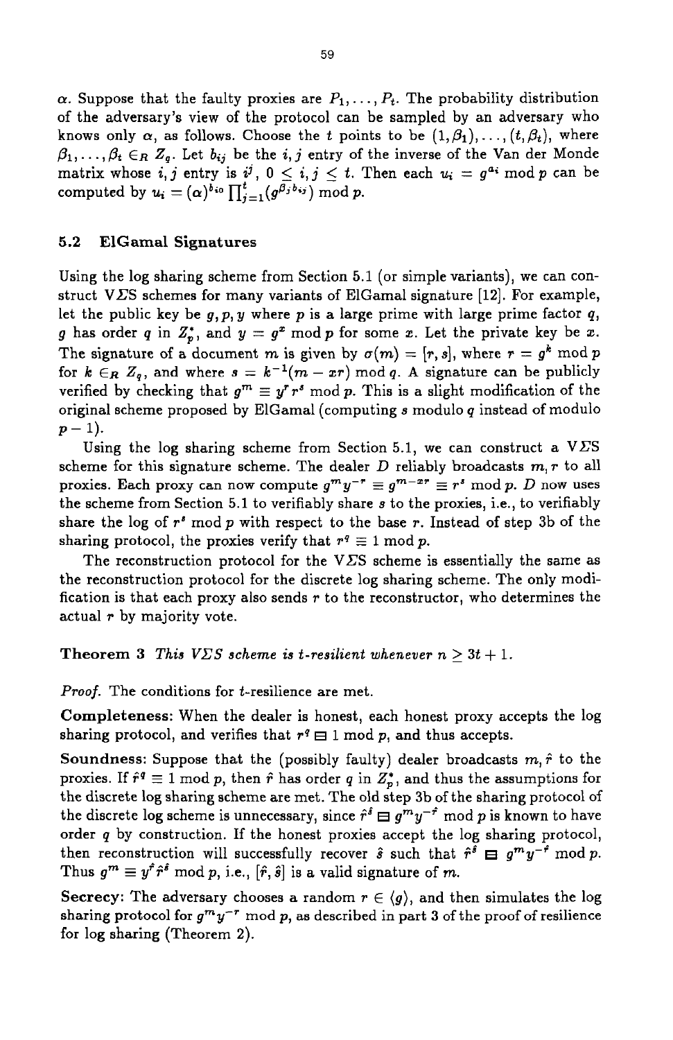$\alpha$. Suppose that the faulty proxies are $P_1, \ldots, P_t$. The probability distribution of the adversary's view of the protocol can be sampled by an adversary who knows only $\alpha$, as follows. Choose the $t$ points to be $(1, \beta_1), \ldots, (t, \beta_t)$, where $\beta_1, \ldots, \beta_t \in_R Z_q$. Let $b_{ij}$ be the $i, j$ entry of the inverse of the Van der Monde matrix whose $i, j$ entry is $i^j$, $0 \leq i, j \leq t$. Then each $u_i = g^{a_i} \bmod p$ can be computed by $u_i = (\alpha)^{b_{i0}} \prod_{j=1}^{t} (g^{\beta_j b_{ij}}) \bmod p$.

### 5.2 ElGamal Signatures

Using the log sharing scheme from Section 5.1 (or simple variants), we can construct V$\Sigma$S schemes for many variants of ElGamal signature [12]. For example, let the public key be $g, p, y$ where $p$ is a large prime with large prime factor $q$, $g$ has order $q$ in $Z_p^*$, and $y = g^x \bmod p$ for some $x$. Let the private key be $x$. The signature of a document $m$ is given by $\sigma(m) = [r, s]$, where $r = g^k \bmod p$ for $k \in_R Z_q$, and where $s = k^{-1}(m - xr) \bmod q$. A signature can be publicly verified by checking that $g^m \equiv y^r r^s \bmod p$. This is a slight modification of the original scheme proposed by ElGamal (computing $s$ modulo $q$ instead of modulo $p - 1$).

Using the log sharing scheme from Section 5.1, we can construct a V$\Sigma$S scheme for this signature scheme. The dealer $D$ reliably broadcasts $m, r$ to all proxies. Each proxy can now compute $g^m y^{-r} \equiv g^{m-xr} \equiv r^s \bmod p$. $D$ now uses the scheme from Section 5.1 to verifiably share $s$ to the proxies, i.e., to verifiably share the log of $r^s \bmod p$ with respect to the base $r$. Instead of step 3b of the sharing protocol, the proxies verify that $r^q \equiv 1 \bmod p$.

The reconstruction protocol for the V$\Sigma$S scheme is essentially the same as the reconstruction protocol for the discrete log sharing scheme. The only modification is that each proxy also sends $r$ to the reconstructor, who determines the actual $r$ by majority vote.

**Theorem 3** *This V$\Sigma$S scheme is t-resilient whenever $n \geq 3t + 1$.*

*Proof.* The conditions for $t$-resilience are met.

**Completeness**: When the dealer is honest, each honest proxy accepts the log sharing protocol, and verifies that $r^q \equiv 1 \bmod p$, and thus accepts.

**Soundness**: Suppose that the (possibly faulty) dealer broadcasts $m, \hat{r}$ to the proxies. If $\hat{r}^q \equiv 1 \bmod p$, then $\hat{r}$ has order $q$ in $Z_p^*$, and thus the assumptions for the discrete log sharing scheme are met. The old step 3b of the sharing protocol of the discrete log scheme is unnecessary, since $\hat{r}^{\hat{s}} \equiv g^m y^{-\hat{r}} \bmod p$ is known to have order $q$ by construction. If the honest proxies accept the log sharing protocol, then reconstruction will successfully recover $\hat{s}$ such that $\hat{r}^{\hat{s}} \equiv g^m y^{-\hat{r}} \bmod p$. Thus $g^m \equiv y^{\hat{r}} \hat{r}^{\hat{s}} \bmod p$, i.e., $[\hat{r}, \hat{s}]$ is a valid signature of $m$.

**Secrecy**: The adversary chooses a random $r \in \langle g \rangle$, and then simulates the log sharing protocol for $g^m y^{-r} \bmod p$, as described in part 3 of the proof of resilience for log sharing (Theorem 2).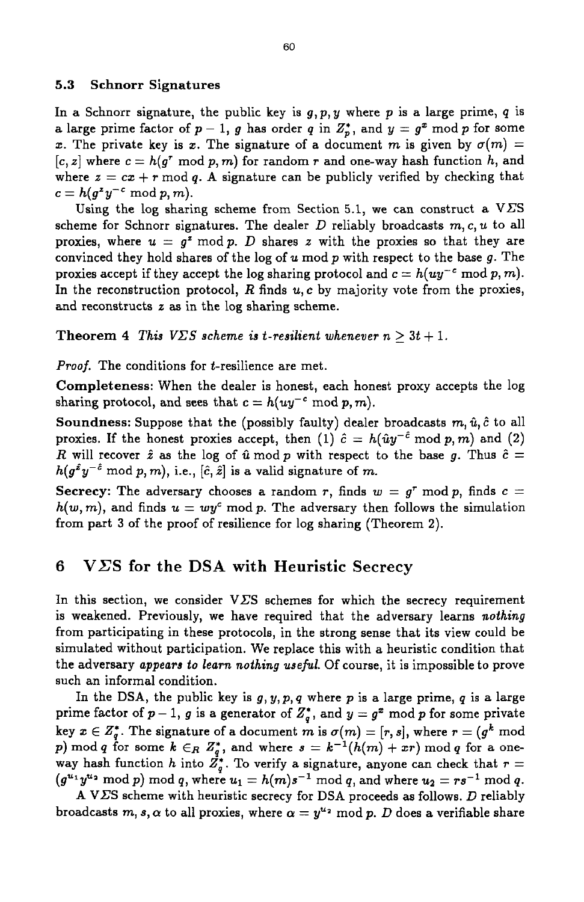### 5.3 Schnorr Signatures

In a Schnorr signature, the public key is $g, p, y$ where $p$ is a large prime, $q$ is a large prime factor of $p-1$, $g$ has order $q$ in $Z_p^*$, and $y = g^x \bmod p$ for some $x$. The private key is $x$. The signature of a document $m$ is given by $\sigma(m) = [c, z]$ where $c = h(g^r \bmod p, m)$ for random $r$ and one-way hash function $h$, and where $z = cx + r \bmod q$. A signature can be publicly verified by checking that $c = h(g^z y^{-c} \bmod p, m)$.

Using the log sharing scheme from Section 5.1, we can construct a V$\Sigma$S scheme for Schnorr signatures. The dealer $D$ reliably broadcasts $m, c, u$ to all proxies, where $u = g^z \bmod p$. $D$ shares $z$ with the proxies so that they are convinced they hold shares of the log of $u \bmod p$ with respect to the base $g$. The proxies accept if they accept the log sharing protocol and $c = h(uy^{-c} \bmod p, m)$. In the reconstruction protocol, $R$ finds $u, c$ by majority vote from the proxies, and reconstructs $z$ as in the log sharing scheme.

**Theorem 4** *This V$\Sigma$S scheme is t-resilient whenever $n \geq 3t+1$.*

*Proof.* The conditions for $t$-resilience are met.

**Completeness**: When the dealer is honest, each honest proxy accepts the log sharing protocol, and sees that $c = h(uy^{-c} \bmod p, m)$.

**Soundness**: Suppose that the (possibly faulty) dealer broadcasts $m, \hat{u}, \hat{c}$ to all proxies. If the honest proxies accept, then (1) $\hat{c} = h(\hat{u}y^{-\hat{c}} \bmod p, m)$ and (2) $R$ will recover $\hat{z}$ as the log of $\hat{u} \bmod p$ with respect to the base $g$. Thus $\hat{c} = h(g^{\hat{z}} y^{-\hat{c}} \bmod p, m)$, i.e., $[\hat{c}, \hat{z}]$ is a valid signature of $m$.

**Secrecy**: The adversary chooses a random $r$, finds $w = g^r \bmod p$, finds $c = h(w, m)$, and finds $u = wy^c \bmod p$. The adversary then follows the simulation from part 3 of the proof of resilience for log sharing (Theorem 2).

## 6 V$\Sigma$S for the DSA with Heuristic Secrecy

In this section, we consider V$\Sigma$S schemes for which the secrecy requirement is weakened. Previously, we have required that the adversary learns *nothing* from participating in these protocols, in the strong sense that its view could be simulated without participation. We replace this with a heuristic condition that the adversary *appears to learn nothing useful*. Of course, it is impossible to prove such an informal condition.

In the DSA, the public key is $g, y, p, q$ where $p$ is a large prime, $q$ is a large prime factor of $p-1$, $g$ is a generator of $Z_q^*$, and $y = g^x \bmod p$ for some private key $x \in Z_q^*$. The signature of a document $m$ is $\sigma(m) = [r, s]$, where $r = (g^k \bmod p) \bmod q$ for some $k \in_R Z_q^*$, and where $s = k^{-1}(h(m) + xr) \bmod q$ for a one-way hash function $h$ into $Z_q^*$. To verify a signature, anyone can check that $r = (g^{u_1} y^{u_2} \bmod p) \bmod q$, where $u_1 = h(m)s^{-1} \bmod q$, and where $u_2 = rs^{-1} \bmod q$.

A V$\Sigma$S scheme with heuristic secrecy for DSA proceeds as follows. $D$ reliably broadcasts $m, s, \alpha$ to all proxies, where $\alpha = y^{u_2} \bmod p$. $D$ does a verifiable share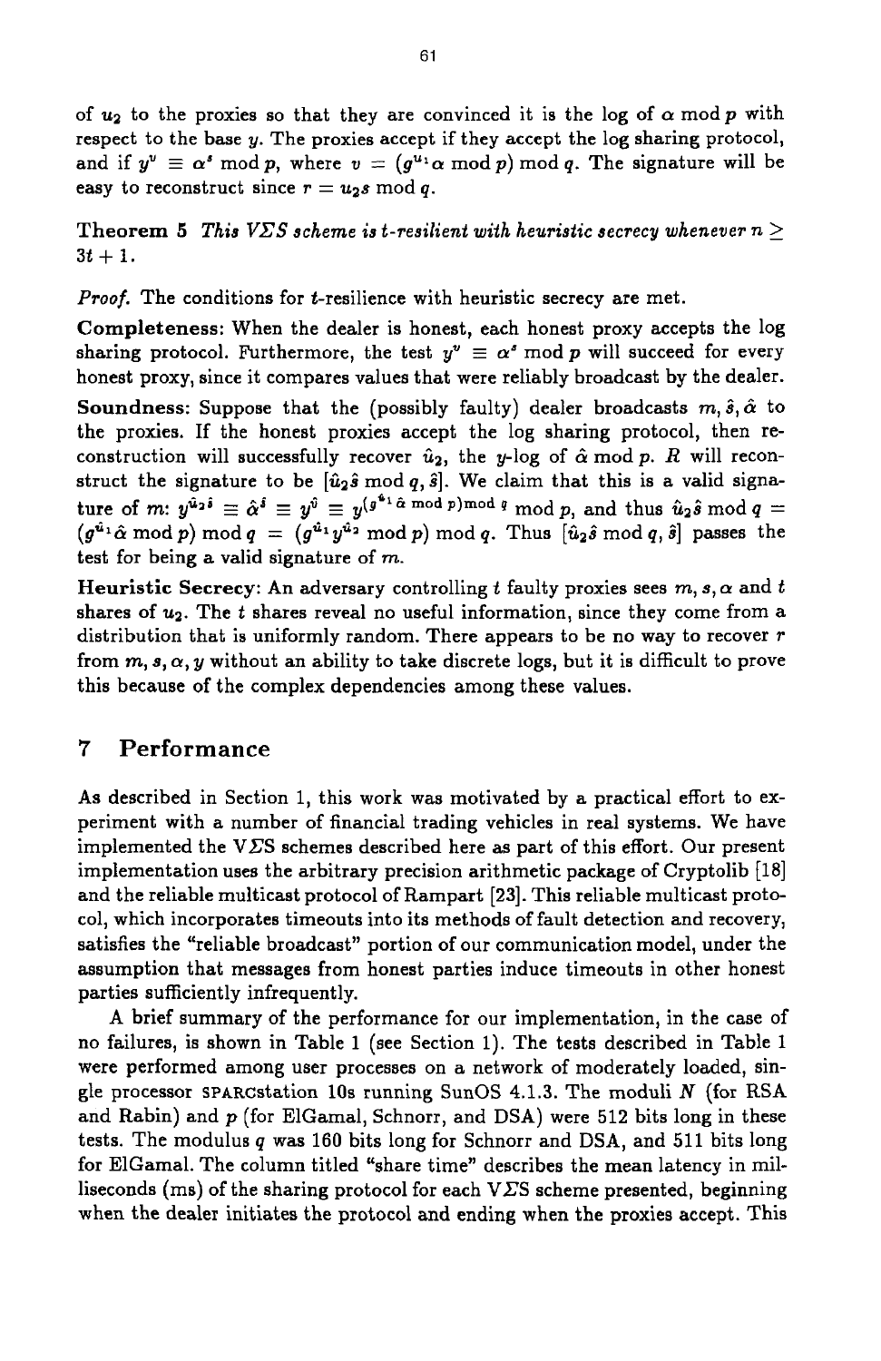of $u_2$ to the proxies so that they are convinced it is the log of $\alpha \bmod p$ with respect to the base $y$. The proxies accept if they accept the log sharing protocol, and if $y^v \equiv \alpha^s \bmod p$, where $v = (g^{u_1}\alpha \bmod p) \bmod q$. The signature will be easy to reconstruct since $r = u_2 s \bmod q$.

**Theorem 5** *This V$\Sigma$S scheme is t-resilient with heuristic secrecy whenever $n \geq 3t + 1$.*

*Proof.* The conditions for $t$-resilience with heuristic secrecy are met.

**Completeness:** When the dealer is honest, each honest proxy accepts the log sharing protocol. Furthermore, the test $y^v \equiv \alpha^s \bmod p$ will succeed for every honest proxy, since it compares values that were reliably broadcast by the dealer.

**Soundness:** Suppose that the (possibly faulty) dealer broadcasts $m, \hat{s}, \hat{\alpha}$ to the proxies. If the honest proxies accept the log sharing protocol, then reconstruction will successfully recover $\hat{u}_2$, the $y$-log of $\hat{\alpha} \bmod p$. $R$ will reconstruct the signature to be $[\hat{u}_2\hat{s} \bmod q, \hat{s}]$. We claim that this is a valid signature of $m$: $y^{\hat{u}_2\hat{s}} \equiv \hat{\alpha}^{\hat{s}} \equiv y^{\hat{v}} \equiv y^{(g^{\hat{u}_1}\hat{\alpha} \bmod p) \bmod q} \bmod p$, and thus $\hat{u}_2\hat{s} \bmod q = (g^{\hat{u}_1}\hat{\alpha} \bmod p) \bmod q = (g^{\hat{u}_1}y^{\hat{u}_2} \bmod p) \bmod q$. Thus $[\hat{u}_2\hat{s} \bmod q, \hat{s}]$ passes the test for being a valid signature of $m$.

**Heuristic Secrecy:** An adversary controlling $t$ faulty proxies sees $m, s, \alpha$ and $t$ shares of $u_2$. The $t$ shares reveal no useful information, since they come from a distribution that is uniformly random. There appears to be no way to recover $r$ from $m, s, \alpha, y$ without an ability to take discrete logs, but it is difficult to prove this because of the complex dependencies among these values.

## 7 Performance

As described in Section 1, this work was motivated by a practical effort to experiment with a number of financial trading vehicles in real systems. We have implemented the V$\Sigma$S schemes described here as part of this effort. Our present implementation uses the arbitrary precision arithmetic package of Cryptolib [18] and the reliable multicast protocol of Rampart [23]. This reliable multicast protocol, which incorporates timeouts into its methods of fault detection and recovery, satisfies the "reliable broadcast" portion of our communication model, under the assumption that messages from honest parties induce timeouts in other honest parties sufficiently infrequently.

A brief summary of the performance for our implementation, in the case of no failures, is shown in Table 1 (see Section 1). The tests described in Table 1 were performed among user processes on a network of moderately loaded, single processor SPARCstation 10s running SunOS 4.1.3. The moduli $N$ (for RSA and Rabin) and $p$ (for ElGamal, Schnorr, and DSA) were 512 bits long in these tests. The modulus $q$ was 160 bits long for Schnorr and DSA, and 511 bits long for ElGamal. The column titled "share time" describes the mean latency in milliseconds (ms) of the sharing protocol for each V$\Sigma$S scheme presented, beginning when the dealer initiates the protocol and ending when the proxies accept. This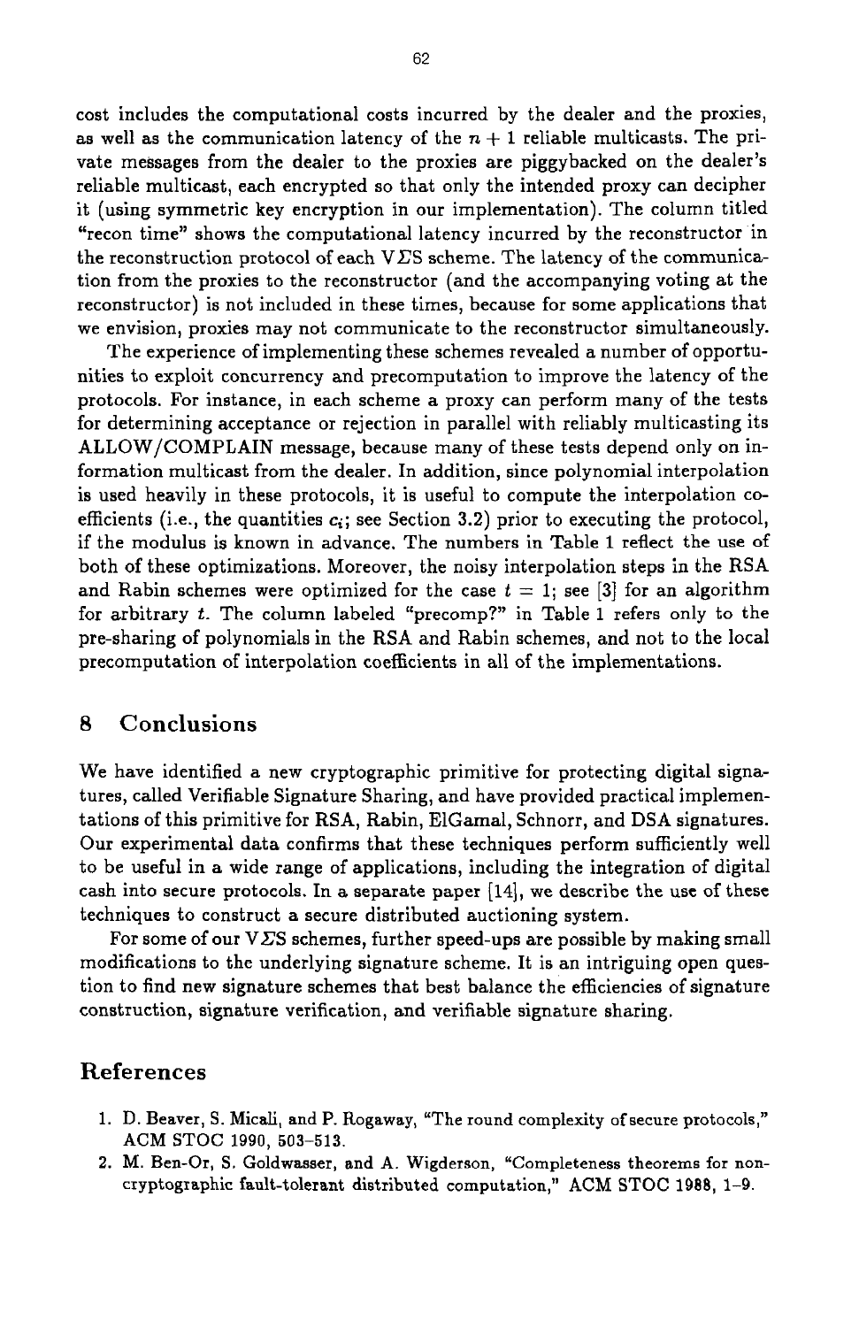cost includes the computational costs incurred by the dealer and the proxies, as well as the communication latency of the $n + 1$ reliable multicasts. The private messages from the dealer to the proxies are piggybacked on the dealer's reliable multicast, each encrypted so that only the intended proxy can decipher it (using symmetric key encryption in our implementation). The column titled "recon time" shows the computational latency incurred by the reconstructor in the reconstruction protocol of each V$\Sigma$S scheme. The latency of the communication from the proxies to the reconstructor (and the accompanying voting at the reconstructor) is not included in these times, because for some applications that we envision, proxies may not communicate to the reconstructor simultaneously.

The experience of implementing these schemes revealed a number of opportunities to exploit concurrency and precomputation to improve the latency of the protocols. For instance, in each scheme a proxy can perform many of the tests for determining acceptance or rejection in parallel with reliably multicasting its ALLOW/COMPLAIN message, because many of these tests depend only on information multicast from the dealer. In addition, since polynomial interpolation is used heavily in these protocols, it is useful to compute the interpolation coefficients (i.e., the quantities $c_i$; see Section 3.2) prior to executing the protocol, if the modulus is known in advance. The numbers in Table 1 reflect the use of both of these optimizations. Moreover, the noisy interpolation steps in the RSA and Rabin schemes were optimized for the case $t = 1$; see [3] for an algorithm for arbitrary $t$. The column labeled "precomp?" in Table 1 refers only to the pre-sharing of polynomials in the RSA and Rabin schemes, and not to the local precomputation of interpolation coefficients in all of the implementations.

## 8 Conclusions

We have identified a new cryptographic primitive for protecting digital signatures, called Verifiable Signature Sharing, and have provided practical implementations of this primitive for RSA, Rabin, ElGamal, Schnorr, and DSA signatures. Our experimental data confirms that these techniques perform sufficiently well to be useful in a wide range of applications, including the integration of digital cash into secure protocols. In a separate paper [14], we describe the use of these techniques to construct a secure distributed auctioning system.

For some of our V$\Sigma$S schemes, further speed-ups are possible by making small modifications to the underlying signature scheme. It is an intriguing open question to find new signature schemes that best balance the efficiencies of signature construction, signature verification, and verifiable signature sharing.

## References

1. D. Beaver, S. Micali, and P. Rogaway, "The round complexity of secure protocols," ACM STOC 1990, 503–513.
2. M. Ben-Or, S. Goldwasser, and A. Wigderson, "Completeness theorems for non-cryptographic fault-tolerant distributed computation," ACM STOC 1988, 1–9.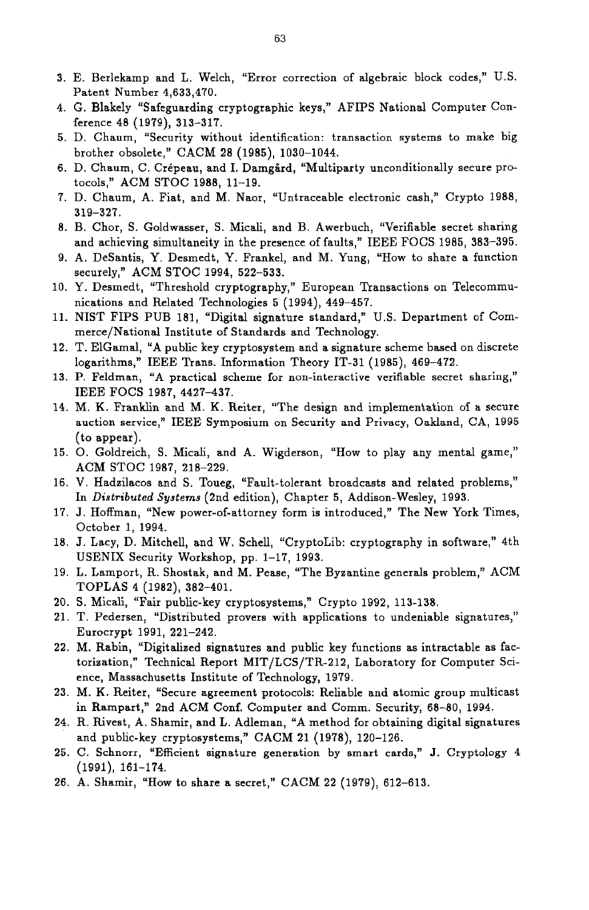3. E. Berlekamp and L. Welch, "Error correction of algebraic block codes," U.S. Patent Number 4,633,470.
4. G. Blakely "Safeguarding cryptographic keys," AFIPS National Computer Conference 48 (1979), 313–317.
5. D. Chaum, "Security without identification: transaction systems to make big brother obsolete," CACM 28 (1985), 1030–1044.
6. D. Chaum, C. Crépeau, and I. Damgård, "Multiparty unconditionally secure protocols," ACM STOC 1988, 11–19.
7. D. Chaum, A. Fiat, and M. Naor, "Untraceable electronic cash," Crypto 1988, 319–327.
8. B. Chor, S. Goldwasser, S. Micali, and B. Awerbuch, "Verifiable secret sharing and achieving simultaneity in the presence of faults," IEEE FOCS 1985, 383–395.
9. A. DeSantis, Y. Desmedt, Y. Frankel, and M. Yung, "How to share a function securely," ACM STOC 1994, 522–533.
10. Y. Desmedt, "Threshold cryptography," European Transactions on Telecommunications and Related Technologies 5 (1994), 449–457.
11. NIST FIPS PUB 181, "Digital signature standard," U.S. Department of Commerce/National Institute of Standards and Technology.
12. T. ElGamal, "A public key cryptosystem and a signature scheme based on discrete logarithms," IEEE Trans. Information Theory IT-31 (1985), 469–472.
13. P. Feldman, "A practical scheme for non-interactive verifiable secret sharing," IEEE FOCS 1987, 4427–437.
14. M. K. Franklin and M. K. Reiter, "The design and implementation of a secure auction service," IEEE Symposium on Security and Privacy, Oakland, CA, 1995 (to appear).
15. O. Goldreich, S. Micali, and A. Wigderson, "How to play any mental game," ACM STOC 1987, 218–229.
16. V. Hadzilacos and S. Toueg, "Fault-tolerant broadcasts and related problems," In *Distributed Systems* (2nd edition), Chapter 5, Addison-Wesley, 1993.
17. J. Hoffman, "New power-of-attorney form is introduced," The New York Times, October 1, 1994.
18. J. Lacy, D. Mitchell, and W. Schell, "CryptoLib: cryptography in software," 4th USENIX Security Workshop, pp. 1–17, 1993.
19. L. Lamport, R. Shostak, and M. Pease, "The Byzantine generals problem," ACM TOPLAS 4 (1982), 382–401.
20. S. Micali, "Fair public-key cryptosystems," Crypto 1992, 113-138.
21. T. Pedersen, "Distributed provers with applications to undeniable signatures," Eurocrypt 1991, 221–242.
22. M. Rabin, "Digitalized signatures and public key functions as intractable as factorization," Technical Report MIT/LCS/TR-212, Laboratory for Computer Science, Massachusetts Institute of Technology, 1979.
23. M. K. Reiter, "Secure agreement protocols: Reliable and atomic group multicast in Rampart," 2nd ACM Conf. Computer and Comm. Security, 68–80, 1994.
24. R. Rivest, A. Shamir, and L. Adleman, "A method for obtaining digital signatures and public-key cryptosystems," CACM 21 (1978), 120–126.
25. C. Schnorr, "Efficient signature generation by smart cards," J. Cryptology 4 (1991), 161–174.
26. A. Shamir, "How to share a secret," CACM 22 (1979), 612–613.